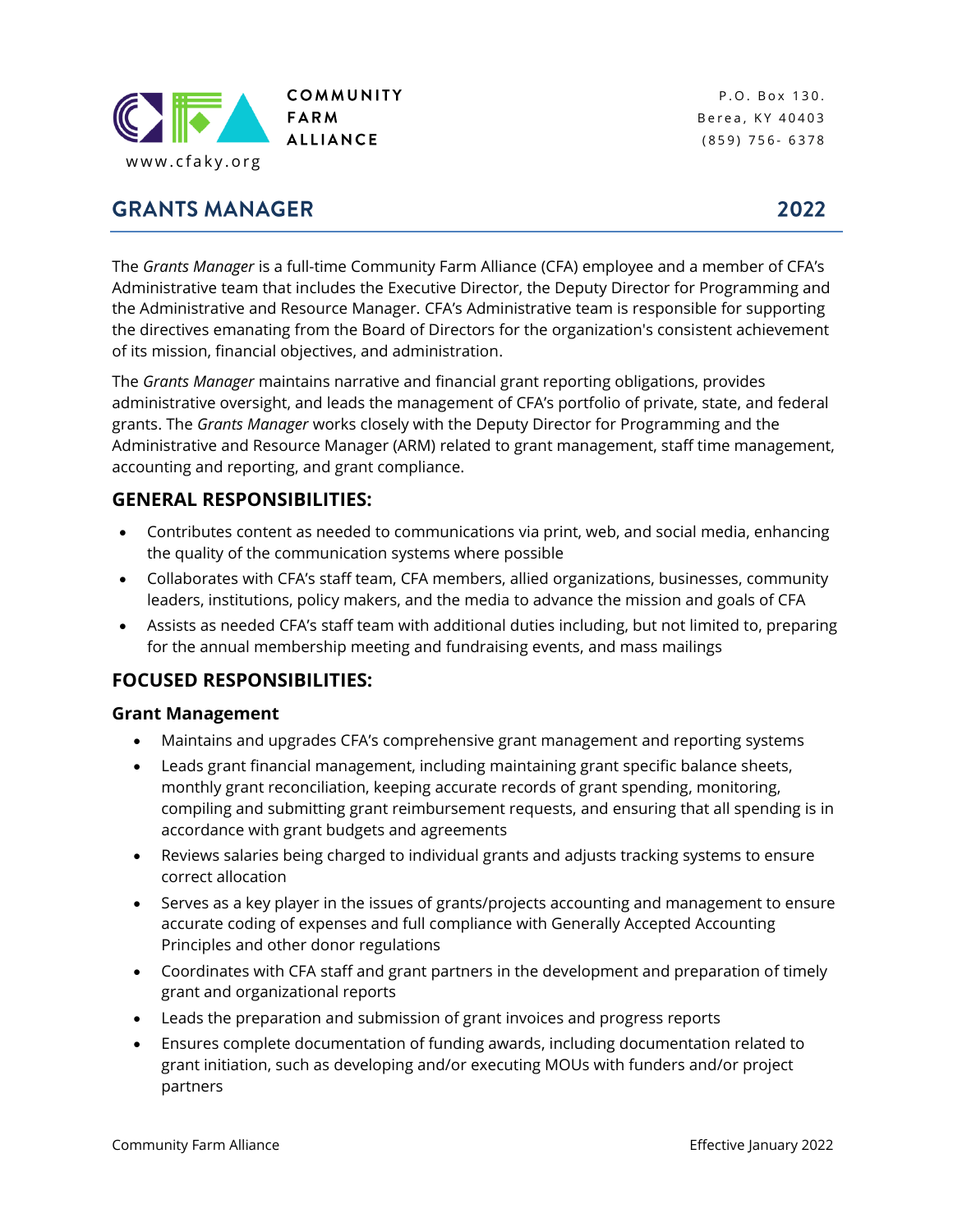COMMUNITY
FARM
ALLIANCE

www.cfaky.org

P.O. Box 130.
Berea, KY 40403
(859) 756- 6378

# GRANTS MANAGER 2022

The *Grants Manager* is a full-time Community Farm Alliance (CFA) employee and a member of CFA's Administrative team that includes the Executive Director, the Deputy Director for Programming and the Administrative and Resource Manager. CFA's Administrative team is responsible for supporting the directives emanating from the Board of Directors for the organization's consistent achievement of its mission, financial objectives, and administration.

The *Grants Manager* maintains narrative and financial grant reporting obligations, provides administrative oversight, and leads the management of CFA's portfolio of private, state, and federal grants. The *Grants Manager* works closely with the Deputy Director for Programming and the Administrative and Resource Manager (ARM) related to grant management, staff time management, accounting and reporting, and grant compliance.

## GENERAL RESPONSIBILITIES:

- Contributes content as needed to communications via print, web, and social media, enhancing the quality of the communication systems where possible
- Collaborates with CFA's staff team, CFA members, allied organizations, businesses, community leaders, institutions, policy makers, and the media to advance the mission and goals of CFA
- Assists as needed CFA's staff team with additional duties including, but not limited to, preparing for the annual membership meeting and fundraising events, and mass mailings

## FOCUSED RESPONSIBILITIES:

### Grant Management

- Maintains and upgrades CFA's comprehensive grant management and reporting systems
- Leads grant financial management, including maintaining grant specific balance sheets, monthly grant reconciliation, keeping accurate records of grant spending, monitoring, compiling and submitting grant reimbursement requests, and ensuring that all spending is in accordance with grant budgets and agreements
- Reviews salaries being charged to individual grants and adjusts tracking systems to ensure correct allocation
- Serves as a key player in the issues of grants/projects accounting and management to ensure accurate coding of expenses and full compliance with Generally Accepted Accounting Principles and other donor regulations
- Coordinates with CFA staff and grant partners in the development and preparation of timely grant and organizational reports
- Leads the preparation and submission of grant invoices and progress reports
- Ensures complete documentation of funding awards, including documentation related to grant initiation, such as developing and/or executing MOUs with funders and/or project partners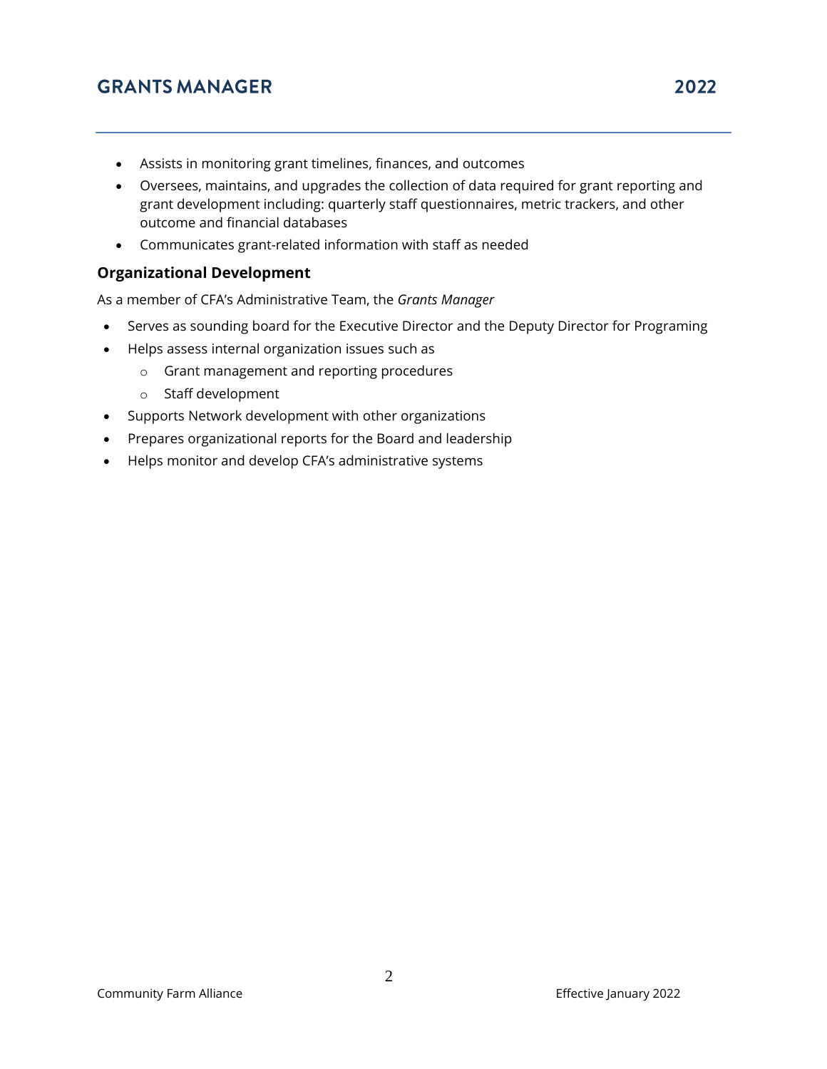- Assists in monitoring grant timelines, finances, and outcomes
- Oversees, maintains, and upgrades the collection of data required for grant reporting and grant development including: quarterly staff questionnaires, metric trackers, and other outcome and financial databases
- Communicates grant-related information with staff as needed

### Organizational Development

As a member of CFA's Administrative Team, the *Grants Manager*

- Serves as sounding board for the Executive Director and the Deputy Director for Programing
- Helps assess internal organization issues such as
  - Grant management and reporting procedures
  - Staff development
- Supports Network development with other organizations
- Prepares organizational reports for the Board and leadership
- Helps monitor and develop CFA's administrative systems